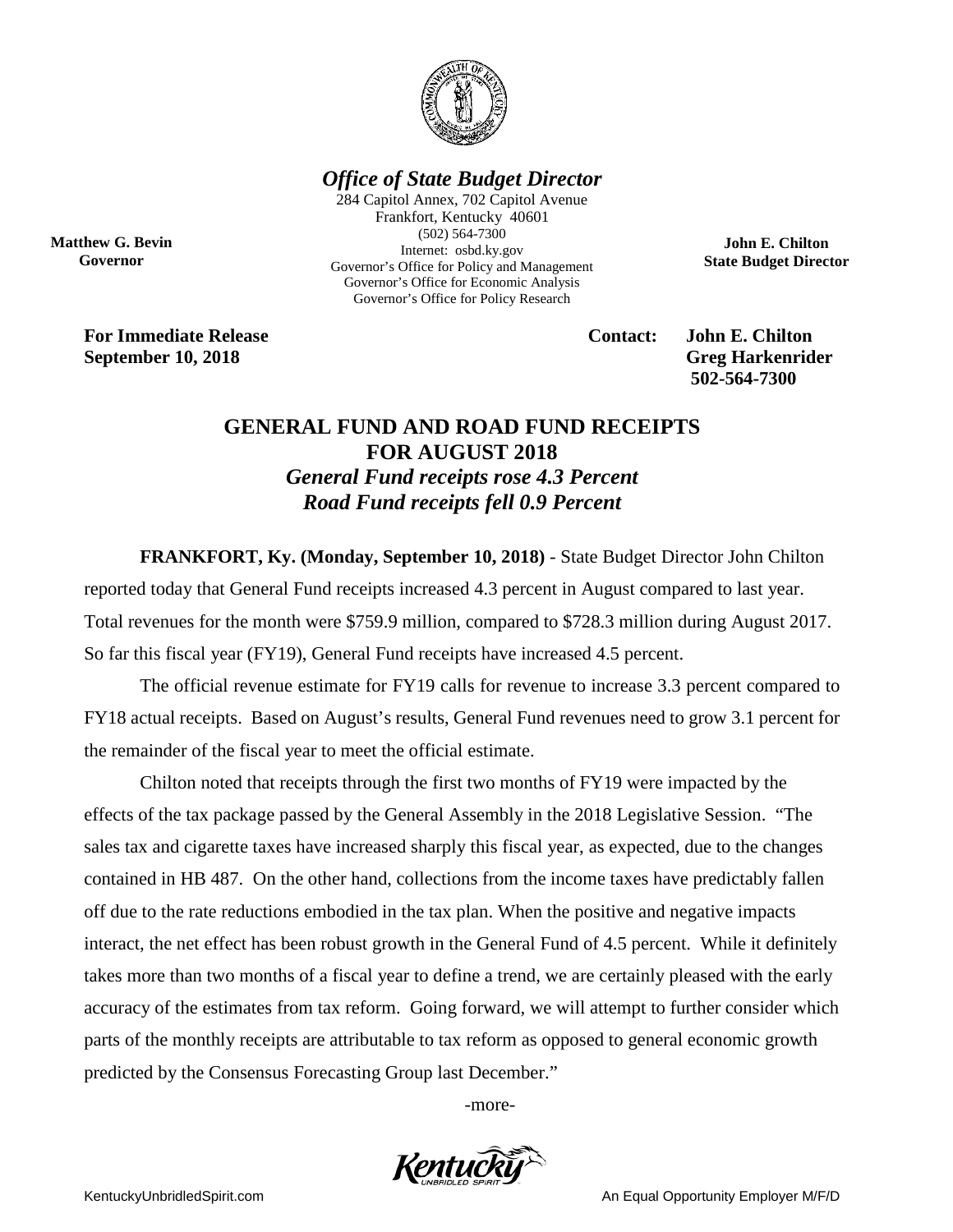## *Office of State Budget Director*

284 Capitol Annex, 702 Capitol Avenue
Frankfort, Kentucky 40601
(502) 564-7300
Internet: osbd.ky.gov
Governor's Office for Policy and Management
Governor's Office for Economic Analysis
Governor's Office for Policy Research

**Matthew G. Bevin**
**Governor**

**John E. Chilton**
**State Budget Director**

**For Immediate Release**
**September 10, 2018**

**Contact: John E. Chilton**
**Greg Harkenrider**
**502-564-7300**

# GENERAL FUND AND ROAD FUND RECEIPTS FOR AUGUST 2018

### *General Fund receipts rose 4.3 Percent*
### *Road Fund receipts fell 0.9 Percent*

**FRANKFORT, Ky. (Monday, September 10, 2018)** - State Budget Director John Chilton reported today that General Fund receipts increased 4.3 percent in August compared to last year. Total revenues for the month were $759.9 million, compared to $728.3 million during August 2017. So far this fiscal year (FY19), General Fund receipts have increased 4.5 percent.

The official revenue estimate for FY19 calls for revenue to increase 3.3 percent compared to FY18 actual receipts. Based on August's results, General Fund revenues need to grow 3.1 percent for the remainder of the fiscal year to meet the official estimate.

Chilton noted that receipts through the first two months of FY19 were impacted by the effects of the tax package passed by the General Assembly in the 2018 Legislative Session. "The sales tax and cigarette taxes have increased sharply this fiscal year, as expected, due to the changes contained in HB 487. On the other hand, collections from the income taxes have predictably fallen off due to the rate reductions embodied in the tax plan. When the positive and negative impacts interact, the net effect has been robust growth in the General Fund of 4.5 percent. While it definitely takes more than two months of a fiscal year to define a trend, we are certainly pleased with the early accuracy of the estimates from tax reform. Going forward, we will attempt to further consider which parts of the monthly receipts are attributable to tax reform as opposed to general economic growth predicted by the Consensus Forecasting Group last December."

-more-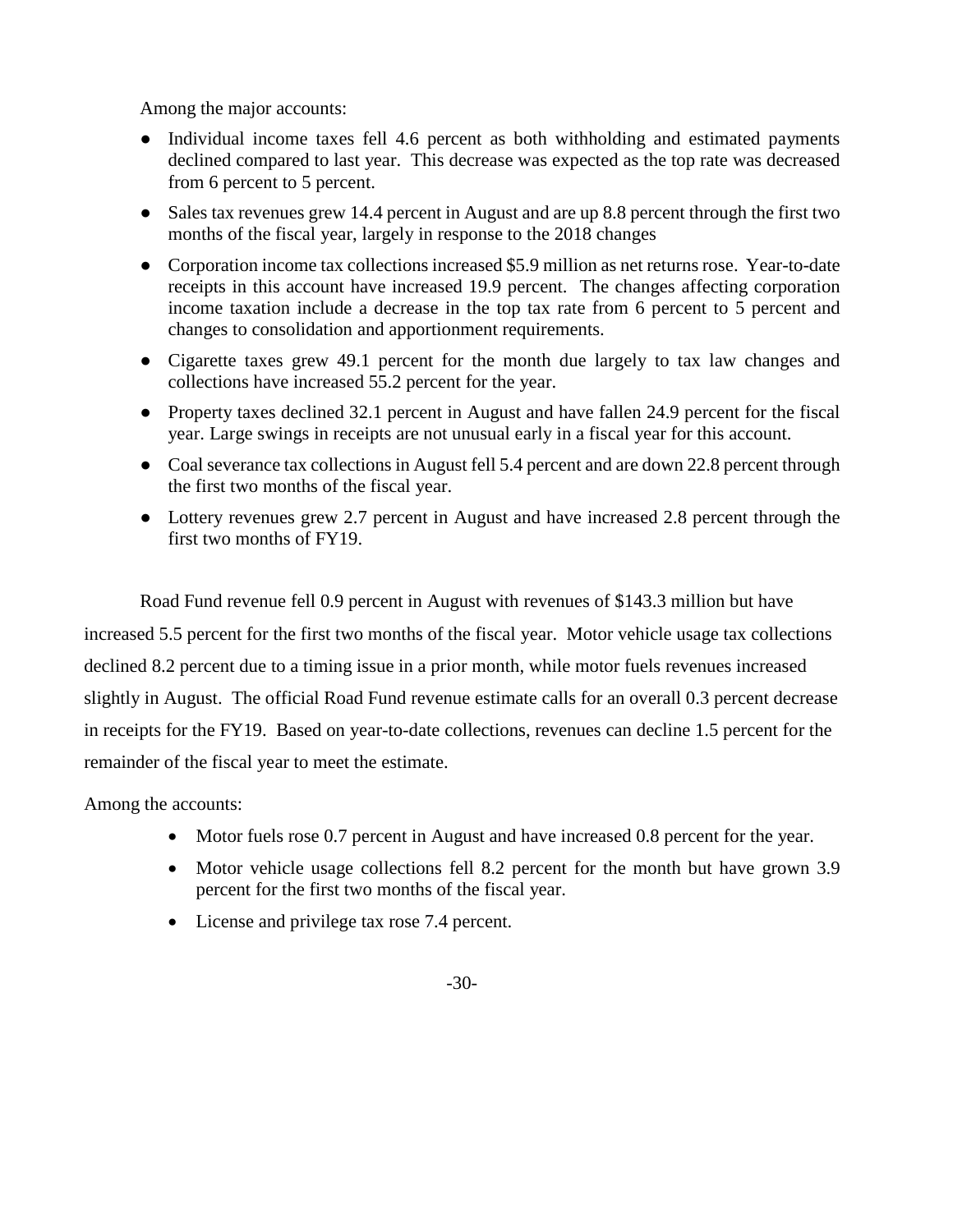Among the major accounts:

- Individual income taxes fell 4.6 percent as both withholding and estimated payments declined compared to last year. This decrease was expected as the top rate was decreased from 6 percent to 5 percent.
- Sales tax revenues grew 14.4 percent in August and are up 8.8 percent through the first two months of the fiscal year, largely in response to the 2018 changes
- Corporation income tax collections increased $5.9 million as net returns rose. Year-to-date receipts in this account have increased 19.9 percent. The changes affecting corporation income taxation include a decrease in the top tax rate from 6 percent to 5 percent and changes to consolidation and apportionment requirements.
- Cigarette taxes grew 49.1 percent for the month due largely to tax law changes and collections have increased 55.2 percent for the year.
- Property taxes declined 32.1 percent in August and have fallen 24.9 percent for the fiscal year. Large swings in receipts are not unusual early in a fiscal year for this account.
- Coal severance tax collections in August fell 5.4 percent and are down 22.8 percent through the first two months of the fiscal year.
- Lottery revenues grew 2.7 percent in August and have increased 2.8 percent through the first two months of FY19.

Road Fund revenue fell 0.9 percent in August with revenues of $143.3 million but have increased 5.5 percent for the first two months of the fiscal year. Motor vehicle usage tax collections declined 8.2 percent due to a timing issue in a prior month, while motor fuels revenues increased slightly in August. The official Road Fund revenue estimate calls for an overall 0.3 percent decrease in receipts for the FY19. Based on year-to-date collections, revenues can decline 1.5 percent for the remainder of the fiscal year to meet the estimate.

Among the accounts:

- Motor fuels rose 0.7 percent in August and have increased 0.8 percent for the year.
- Motor vehicle usage collections fell 8.2 percent for the month but have grown 3.9 percent for the first two months of the fiscal year.
- License and privilege tax rose 7.4 percent.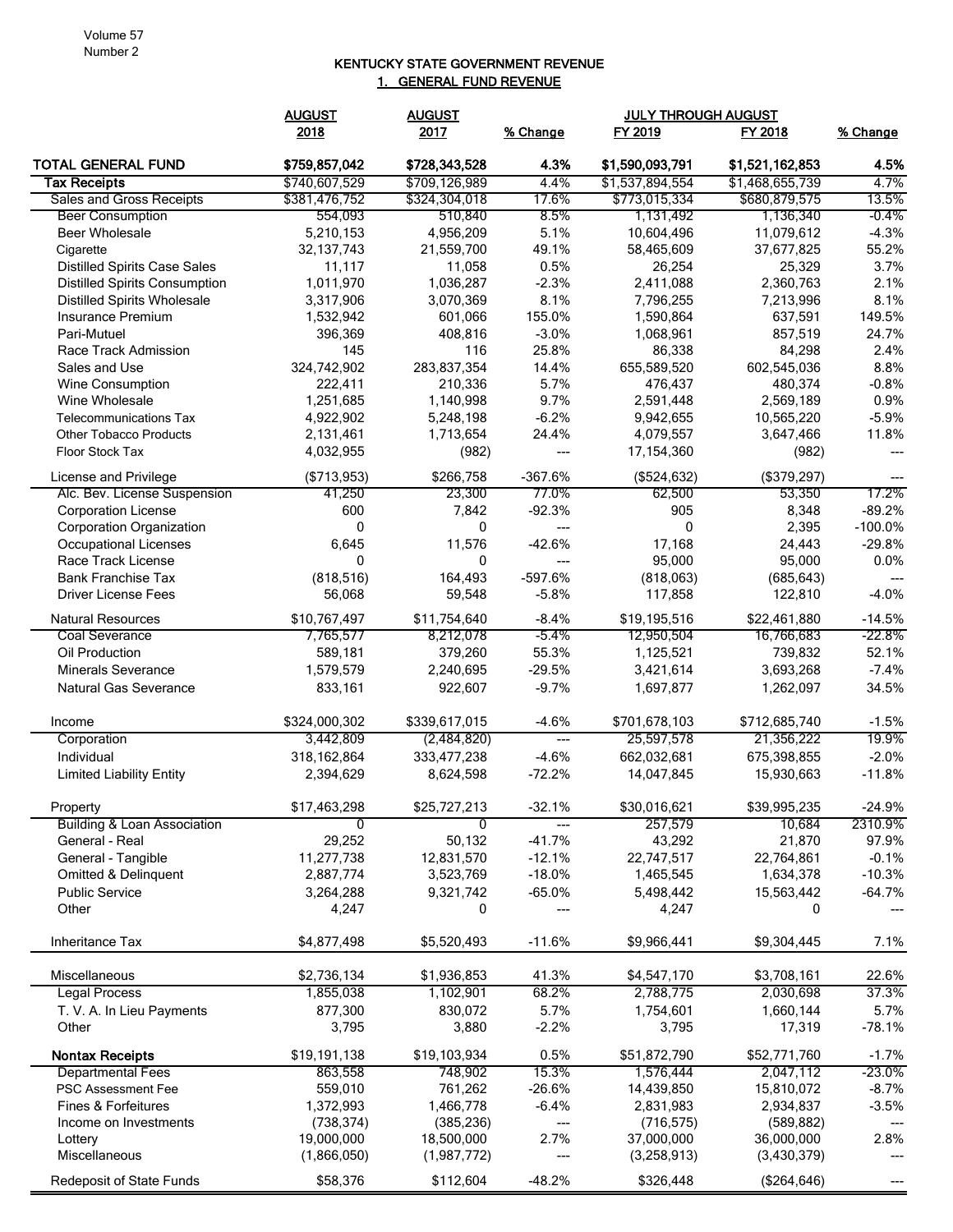Volume 57
Number 2

# KENTUCKY STATE GOVERNMENT REVENUE

## 1. GENERAL FUND REVENUE

| | AUGUST 2018 | AUGUST 2017 | % Change | JULY THROUGH AUGUST FY 2019 | JULY THROUGH AUGUST FY 2018 | % Change |
|---|---|---|---|---|---|---|
| **TOTAL GENERAL FUND** | **$759,857,042** | **$728,343,528** | **4.3%** | **$1,590,093,791** | **$1,521,162,853** | **4.5%** |
| **Tax Receipts** | $740,607,529 | $709,126,989 | 4.4% | $1,537,894,554 | $1,468,655,739 | 4.7% |
| Sales and Gross Receipts | $381,476,752 | $324,304,018 | 17.6% | $773,015,334 | $680,879,575 | 13.5% |
| Beer Consumption | 554,093 | 510,840 | 8.5% | 1,131,492 | 1,136,340 | -0.4% |
| Beer Wholesale | 5,210,153 | 4,956,209 | 5.1% | 10,604,496 | 11,079,612 | -4.3% |
| Cigarette | 32,137,743 | 21,559,700 | 49.1% | 58,465,609 | 37,677,825 | 55.2% |
| Distilled Spirits Case Sales | 11,117 | 11,058 | 0.5% | 26,254 | 25,329 | 3.7% |
| Distilled Spirits Consumption | 1,011,970 | 1,036,287 | -2.3% | 2,411,088 | 2,360,763 | 2.1% |
| Distilled Spirits Wholesale | 3,317,906 | 3,070,369 | 8.1% | 7,796,255 | 7,213,996 | 8.1% |
| Insurance Premium | 1,532,942 | 601,066 | 155.0% | 1,590,864 | 637,591 | 149.5% |
| Pari-Mutuel | 396,369 | 408,816 | -3.0% | 1,068,961 | 857,519 | 24.7% |
| Race Track Admission | 145 | 116 | 25.8% | 86,338 | 84,298 | 2.4% |
| Sales and Use | 324,742,902 | 283,837,354 | 14.4% | 655,589,520 | 602,545,036 | 8.8% |
| Wine Consumption | 222,411 | 210,336 | 5.7% | 476,437 | 480,374 | -0.8% |
| Wine Wholesale | 1,251,685 | 1,140,998 | 9.7% | 2,591,448 | 2,569,189 | 0.9% |
| Telecommunications Tax | 4,922,902 | 5,248,198 | -6.2% | 9,942,655 | 10,565,220 | -5.9% |
| Other Tobacco Products | 2,131,461 | 1,713,654 | 24.4% | 4,079,557 | 3,647,466 | 11.8% |
| Floor Stock Tax | 4,032,955 | (982) | --- | 17,154,360 | (982) | --- |
| License and Privilege | ($713,953) | $266,758 | -367.6% | ($524,632) | ($379,297) | --- |
| Alc. Bev. License Suspension | 41,250 | 23,300 | 77.0% | 62,500 | 53,350 | 17.2% |
| Corporation License | 600 | 7,842 | -92.3% | 905 | 8,348 | -89.2% |
| Corporation Organization | 0 | 0 | --- | 0 | 2,395 | -100.0% |
| Occupational Licenses | 6,645 | 11,576 | -42.6% | 17,168 | 24,443 | -29.8% |
| Race Track License | 0 | 0 | --- | 95,000 | 95,000 | 0.0% |
| Bank Franchise Tax | (818,516) | 164,493 | -597.6% | (818,063) | (685,643) | --- |
| Driver License Fees | 56,068 | 59,548 | -5.8% | 117,858 | 122,810 | -4.0% |
| Natural Resources | $10,767,497 | $11,754,640 | -8.4% | $19,195,516 | $22,461,880 | -14.5% |
| Coal Severance | 7,765,577 | 8,212,078 | -5.4% | 12,950,504 | 16,766,683 | -22.8% |
| Oil Production | 589,181 | 379,260 | 55.3% | 1,125,521 | 739,832 | 52.1% |
| Minerals Severance | 1,579,579 | 2,240,695 | -29.5% | 3,421,614 | 3,693,268 | -7.4% |
| Natural Gas Severance | 833,161 | 922,607 | -9.7% | 1,697,877 | 1,262,097 | 34.5% |
| Income | $324,000,302 | $339,617,015 | -4.6% | $701,678,103 | $712,685,740 | -1.5% |
| Corporation | 3,442,809 | (2,484,820) | --- | 25,597,578 | 21,356,222 | 19.9% |
| Individual | 318,162,864 | 333,477,238 | -4.6% | 662,032,681 | 675,398,855 | -2.0% |
| Limited Liability Entity | 2,394,629 | 8,624,598 | -72.2% | 14,047,845 | 15,930,663 | -11.8% |
| Property | $17,463,298 | $25,727,213 | -32.1% | $30,016,621 | $39,995,235 | -24.9% |
| Building & Loan Association | 0 | 0 | --- | 257,579 | 10,684 | 2310.9% |
| General - Real | 29,252 | 50,132 | -41.7% | 43,292 | 21,870 | 97.9% |
| General - Tangible | 11,277,738 | 12,831,570 | -12.1% | 22,747,517 | 22,764,861 | -0.1% |
| Omitted & Delinquent | 2,887,774 | 3,523,769 | -18.0% | 1,465,545 | 1,634,378 | -10.3% |
| Public Service | 3,264,288 | 9,321,742 | -65.0% | 5,498,442 | 15,563,442 | -64.7% |
| Other | 4,247 | 0 | --- | 4,247 | 0 | --- |
| Inheritance Tax | $4,877,498 | $5,520,493 | -11.6% | $9,966,441 | $9,304,445 | 7.1% |
| Miscellaneous | $2,736,134 | $1,936,853 | 41.3% | $4,547,170 | $3,708,161 | 22.6% |
| Legal Process | 1,855,038 | 1,102,901 | 68.2% | 2,788,775 | 2,030,698 | 37.3% |
| T. V. A. In Lieu Payments | 877,300 | 830,072 | 5.7% | 1,754,601 | 1,660,144 | 5.7% |
| Other | 3,795 | 3,880 | -2.2% | 3,795 | 17,319 | -78.1% |
| **Nontax Receipts** | $19,191,138 | $19,103,934 | 0.5% | $51,872,790 | $52,771,760 | -1.7% |
| Departmental Fees | 863,558 | 748,902 | 15.3% | 1,576,444 | 2,047,112 | -23.0% |
| PSC Assessment Fee | 559,010 | 761,262 | -26.6% | 14,439,850 | 15,810,072 | -8.7% |
| Fines & Forfeitures | 1,372,993 | 1,466,778 | -6.4% | 2,831,983 | 2,934,837 | -3.5% |
| Income on Investments | (738,374) | (385,236) | --- | (716,575) | (589,882) | --- |
| Lottery | 19,000,000 | 18,500,000 | 2.7% | 37,000,000 | 36,000,000 | 2.8% |
| Miscellaneous | (1,866,050) | (1,987,772) | --- | (3,258,913) | (3,430,379) | --- |
| Redeposit of State Funds | $58,376 | $112,604 | -48.2% | $326,448 | ($264,646) | --- |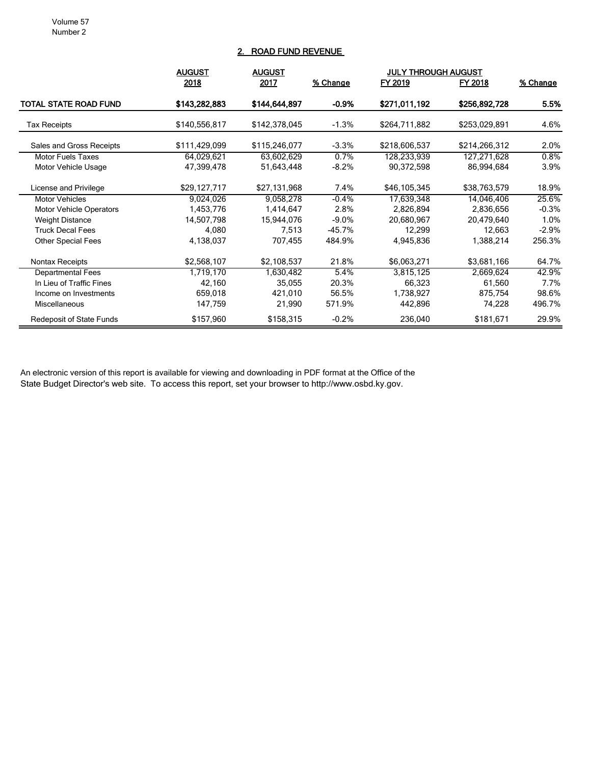## 2. ROAD FUND REVENUE

| | AUGUST 2018 | AUGUST 2017 | % Change | JULY THROUGH AUGUST FY 2019 | FY 2018 | % Change |
|---|---|---|---|---|---|---|
| **TOTAL STATE ROAD FUND** | **$143,282,883** | **$144,644,897** | **-0.9%** | **$271,011,192** | **$256,892,728** | **5.5%** |
| Tax Receipts | $140,556,817 | $142,378,045 | -1.3% | $264,711,882 | $253,029,891 | 4.6% |
| Sales and Gross Receipts | $111,429,099 | $115,246,077 | -3.3% | $218,606,537 | $214,266,312 | 2.0% |
| Motor Fuels Taxes | 64,029,621 | 63,602,629 | 0.7% | 128,233,939 | 127,271,628 | 0.8% |
| Motor Vehicle Usage | 47,399,478 | 51,643,448 | -8.2% | 90,372,598 | 86,994,684 | 3.9% |
| License and Privilege | $29,127,717 | $27,131,968 | 7.4% | $46,105,345 | $38,763,579 | 18.9% |
| Motor Vehicles | 9,024,026 | 9,058,278 | -0.4% | 17,639,348 | 14,046,406 | 25.6% |
| Motor Vehicle Operators | 1,453,776 | 1,414,647 | 2.8% | 2,826,894 | 2,836,656 | -0.3% |
| Weight Distance | 14,507,798 | 15,944,076 | -9.0% | 20,680,967 | 20,479,640 | 1.0% |
| Truck Decal Fees | 4,080 | 7,513 | -45.7% | 12,299 | 12,663 | -2.9% |
| Other Special Fees | 4,138,037 | 707,455 | 484.9% | 4,945,836 | 1,388,214 | 256.3% |
| Nontax Receipts | $2,568,107 | $2,108,537 | 21.8% | $6,063,271 | $3,681,166 | 64.7% |
| Departmental Fees | 1,719,170 | 1,630,482 | 5.4% | 3,815,125 | 2,669,624 | 42.9% |
| In Lieu of Traffic Fines | 42,160 | 35,055 | 20.3% | 66,323 | 61,560 | 7.7% |
| Income on Investments | 659,018 | 421,010 | 56.5% | 1,738,927 | 875,754 | 98.6% |
| Miscellaneous | 147,759 | 21,990 | 571.9% | 442,896 | 74,228 | 496.7% |
| Redeposit of State Funds | $157,960 | $158,315 | -0.2% | 236,040 | $181,671 | 29.9% |

An electronic version of this report is available for viewing and downloading in PDF format at the Office of the State Budget Director's web site. To access this report, set your browser to http://www.osbd.ky.gov.